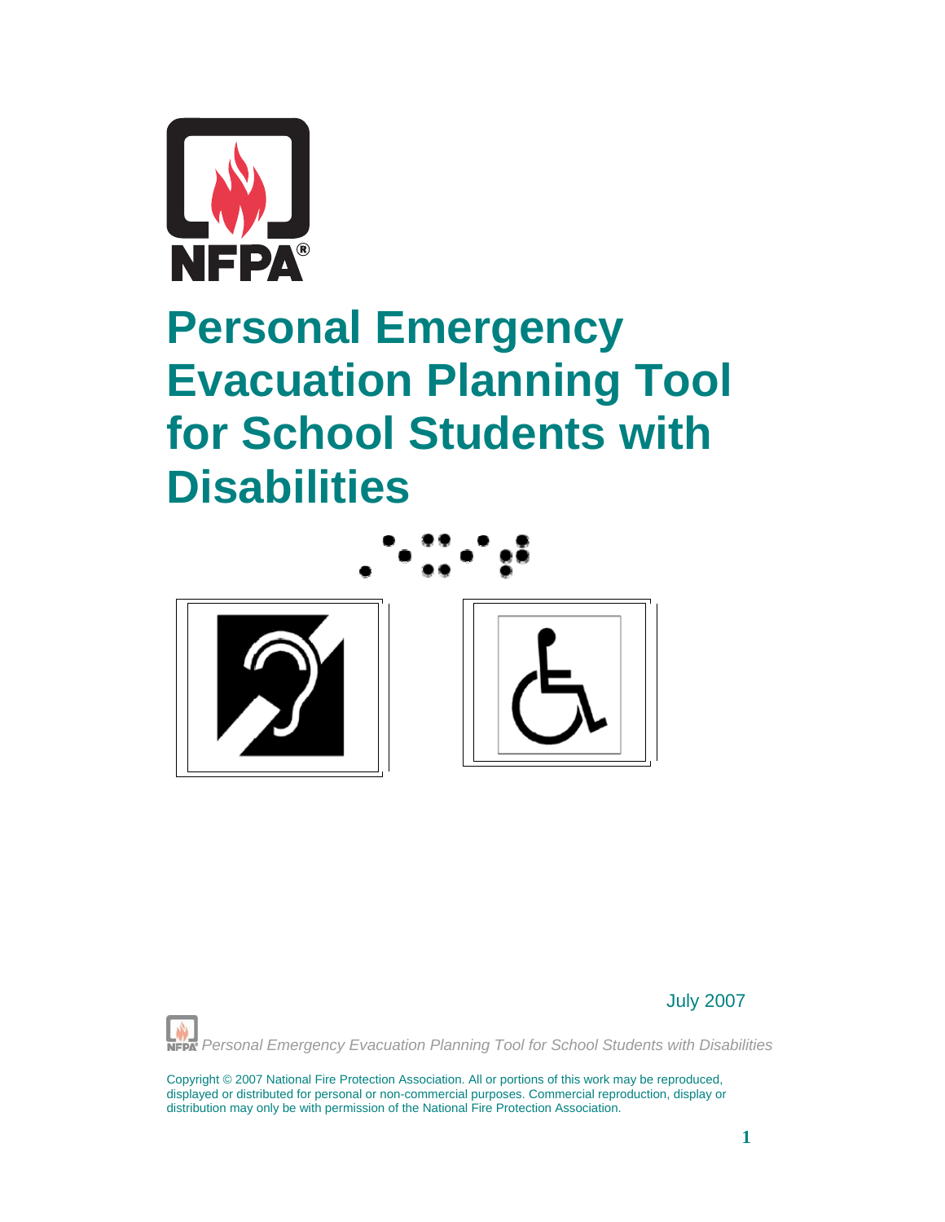# Personal Emergency Evacuation Planning Tool for School Students with Disabilities

July 2007

Copyright © 2007 National Fire Protection Association. All or portions of this work may be reproduced, displayed or distributed for personal or non-commercial purposes. Commercial reproduction, display or distribution may only be with permission of the National Fire Protection Association.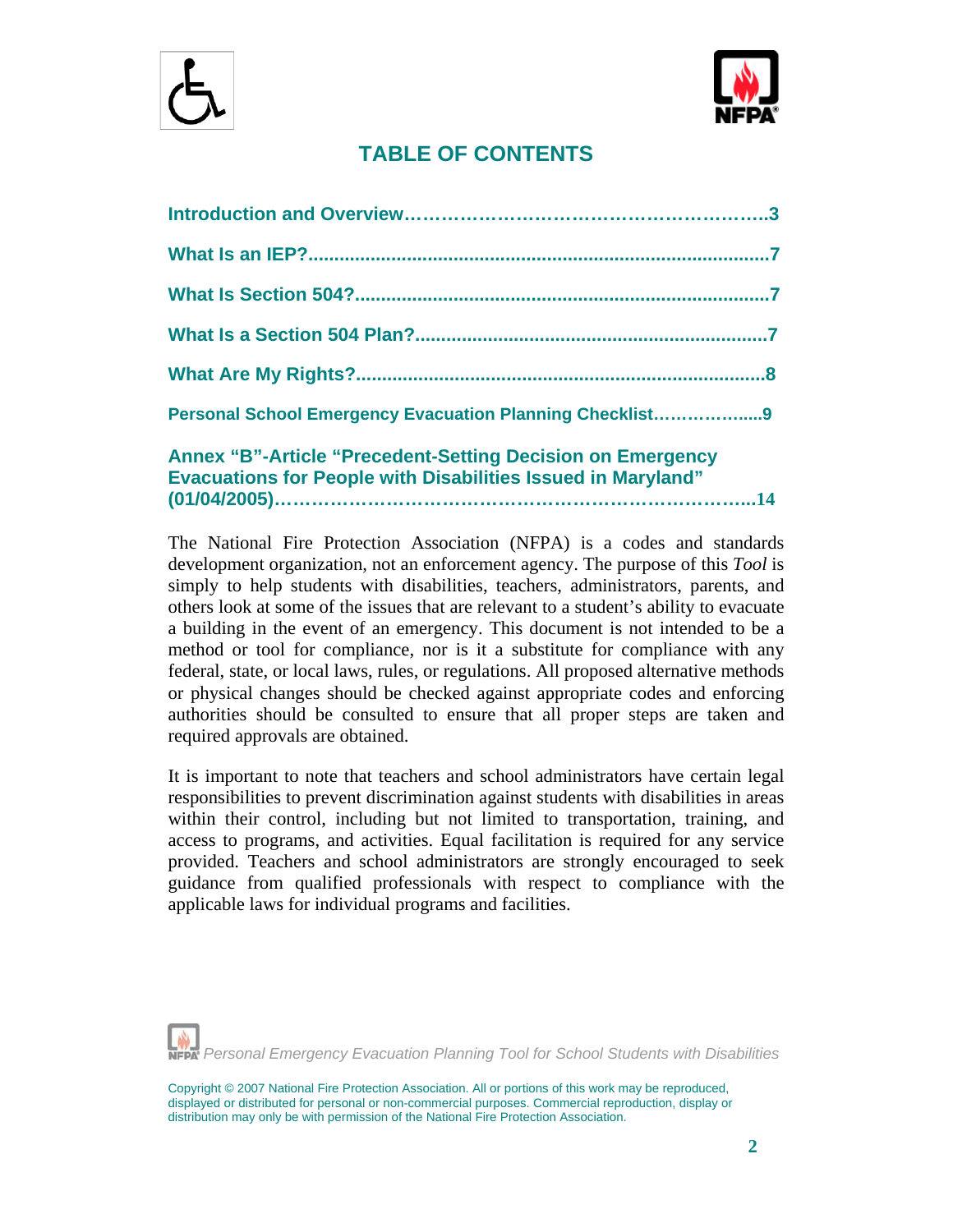# TABLE OF CONTENTS

**Introduction and Overview……………………………………………….3**

**What Is an IEP?.....................................................................................7**

**What Is Section 504?.............................................................................7**

**What Is a Section 504 Plan?..................................................................7**

**What Are My Rights?............................................................................8**

**Personal School Emergency Evacuation Planning Checklist………….....9**

**Annex "B"-Article "Precedent-Setting Decision on Emergency Evacuations for People with Disabilities Issued in Maryland" (01/04/2005)……………………………………………………………...14**

The National Fire Protection Association (NFPA) is a codes and standards development organization, not an enforcement agency. The purpose of this *Tool* is simply to help students with disabilities, teachers, administrators, parents, and others look at some of the issues that are relevant to a student's ability to evacuate a building in the event of an emergency. This document is not intended to be a method or tool for compliance, nor is it a substitute for compliance with any federal, state, or local laws, rules, or regulations. All proposed alternative methods or physical changes should be checked against appropriate codes and enforcing authorities should be consulted to ensure that all proper steps are taken and required approvals are obtained.

It is important to note that teachers and school administrators have certain legal responsibilities to prevent discrimination against students with disabilities in areas within their control, including but not limited to transportation, training, and access to programs, and activities. Equal facilitation is required for any service provided. Teachers and school administrators are strongly encouraged to seek guidance from qualified professionals with respect to compliance with the applicable laws for individual programs and facilities.

Copyright © 2007 National Fire Protection Association. All or portions of this work may be reproduced, displayed or distributed for personal or non-commercial purposes. Commercial reproduction, display or distribution may only be with permission of the National Fire Protection Association.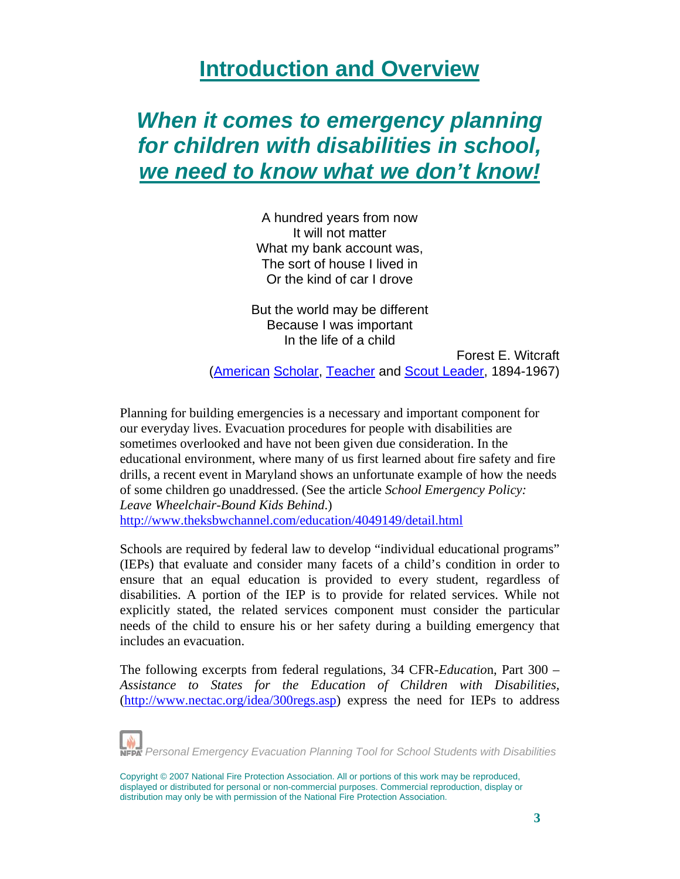# Introduction and Overview

## *When it comes to emergency planning for children with disabilities in school, we need to know what we don't know!*

A hundred years from now  
It will not matter  
What my bank account was,  
The sort of house I lived in  
Or the kind of car I drove

But the world may be different  
Because I was important  
In the life of a child

Forest E. Witcraft  
(American Scholar, Teacher and Scout Leader, 1894-1967)

Planning for building emergencies is a necessary and important component for our everyday lives. Evacuation procedures for people with disabilities are sometimes overlooked and have not been given due consideration. In the educational environment, where many of us first learned about fire safety and fire drills, a recent event in Maryland shows an unfortunate example of how the needs of some children go unaddressed. (See the article *School Emergency Policy: Leave Wheelchair-Bound Kids Behind*.)  
http://www.theksbwchannel.com/education/4049149/detail.html

Schools are required by federal law to develop "individual educational programs" (IEPs) that evaluate and consider many facets of a child's condition in order to ensure that an equal education is provided to every student, regardless of disabilities. A portion of the IEP is to provide for related services. While not explicitly stated, the related services component must consider the particular needs of the child to ensure his or her safety during a building emergency that includes an evacuation.

The following excerpts from federal regulations, 34 CFR-*Educatio*n, Part 300 – *Assistance to States for the Education of Children with Disabilities*, (http://www.nectac.org/idea/300regs.asp) express the need for IEPs to address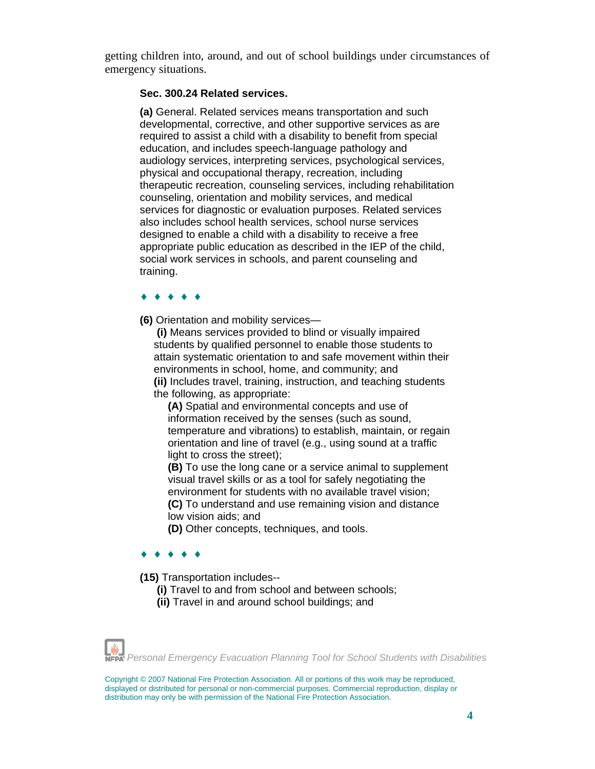getting children into, around, and out of school buildings under circumstances of emergency situations.

**Sec. 300.24 Related services.**

**(a)** General. Related services means transportation and such developmental, corrective, and other supportive services as are required to assist a child with a disability to benefit from special education, and includes speech-language pathology and audiology services, interpreting services, psychological services, physical and occupational therapy, recreation, including therapeutic recreation, counseling services, including rehabilitation counseling, orientation and mobility services, and medical services for diagnostic or evaluation purposes. Related services also includes school health services, school nurse services designed to enable a child with a disability to receive a free appropriate public education as described in the IEP of the child, social work services in schools, and parent counseling and training.

♦ ♦ ♦ ♦ ♦

**(6)** Orientation and mobility services—

**(i)** Means services provided to blind or visually impaired students by qualified personnel to enable those students to attain systematic orientation to and safe movement within their environments in school, home, and community; and

**(ii)** Includes travel, training, instruction, and teaching students the following, as appropriate:

**(A)** Spatial and environmental concepts and use of information received by the senses (such as sound, temperature and vibrations) to establish, maintain, or regain orientation and line of travel (e.g., using sound at a traffic light to cross the street);

**(B)** To use the long cane or a service animal to supplement visual travel skills or as a tool for safely negotiating the environment for students with no available travel vision;

**(C)** To understand and use remaining vision and distance low vision aids; and

**(D)** Other concepts, techniques, and tools.

♦ ♦ ♦ ♦ ♦

**(15)** Transportation includes--

**(i)** Travel to and from school and between schools;

**(ii)** Travel in and around school buildings; and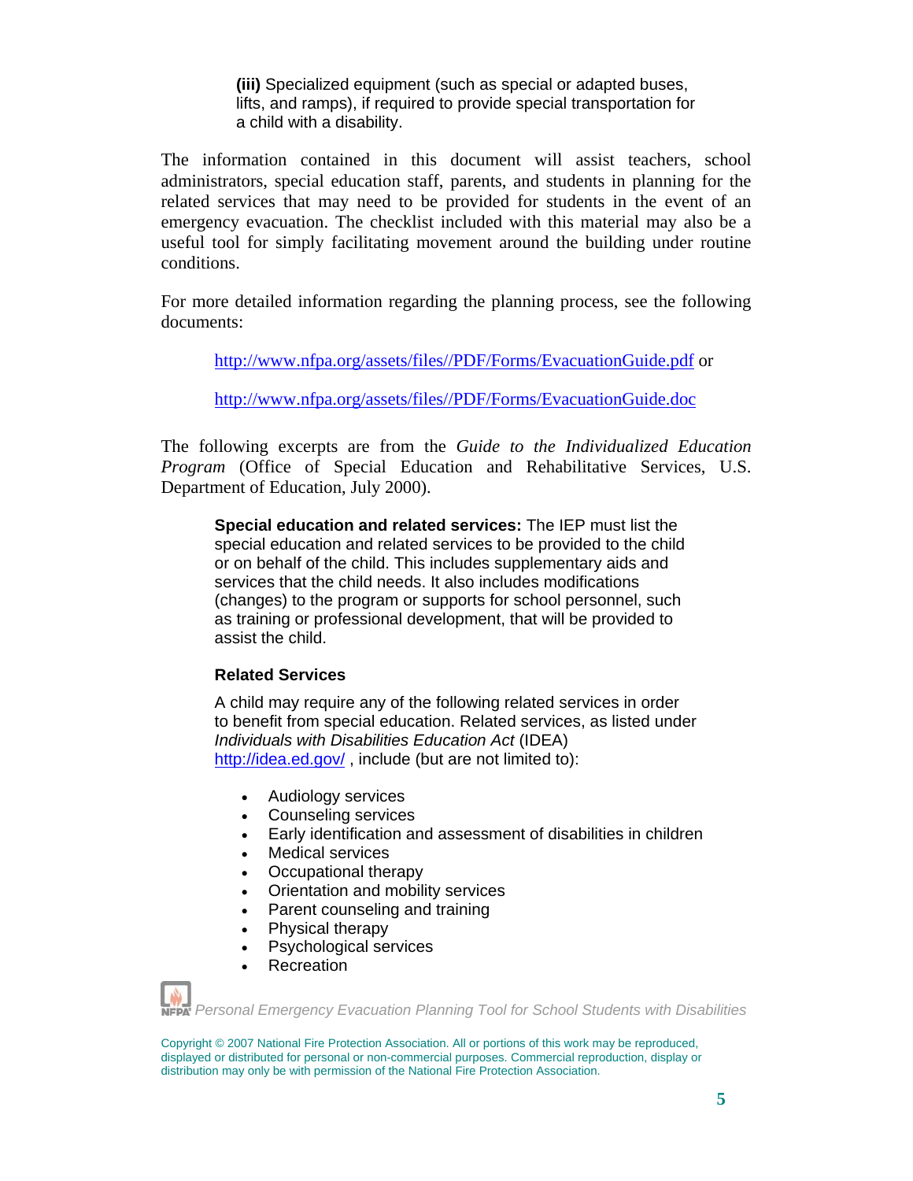**(iii)** Specialized equipment (such as special or adapted buses, lifts, and ramps), if required to provide special transportation for a child with a disability.

The information contained in this document will assist teachers, school administrators, special education staff, parents, and students in planning for the related services that may need to be provided for students in the event of an emergency evacuation. The checklist included with this material may also be a useful tool for simply facilitating movement around the building under routine conditions.

For more detailed information regarding the planning process, see the following documents:

http://www.nfpa.org/assets/files//PDF/Forms/EvacuationGuide.pdf or

http://www.nfpa.org/assets/files//PDF/Forms/EvacuationGuide.doc

The following excerpts are from the *Guide to the Individualized Education Program* (Office of Special Education and Rehabilitative Services, U.S. Department of Education, July 2000).

> **Special education and related services:** The IEP must list the special education and related services to be provided to the child or on behalf of the child. This includes supplementary aids and services that the child needs. It also includes modifications (changes) to the program or supports for school personnel, such as training or professional development, that will be provided to assist the child.

**Related Services**

A child may require any of the following related services in order to benefit from special education. Related services, as listed under *Individuals with Disabilities Education Act* (IDEA) http://idea.ed.gov/ , include (but are not limited to):

- Audiology services
- Counseling services
- Early identification and assessment of disabilities in children
- Medical services
- Occupational therapy
- Orientation and mobility services
- Parent counseling and training
- Physical therapy
- Psychological services
- Recreation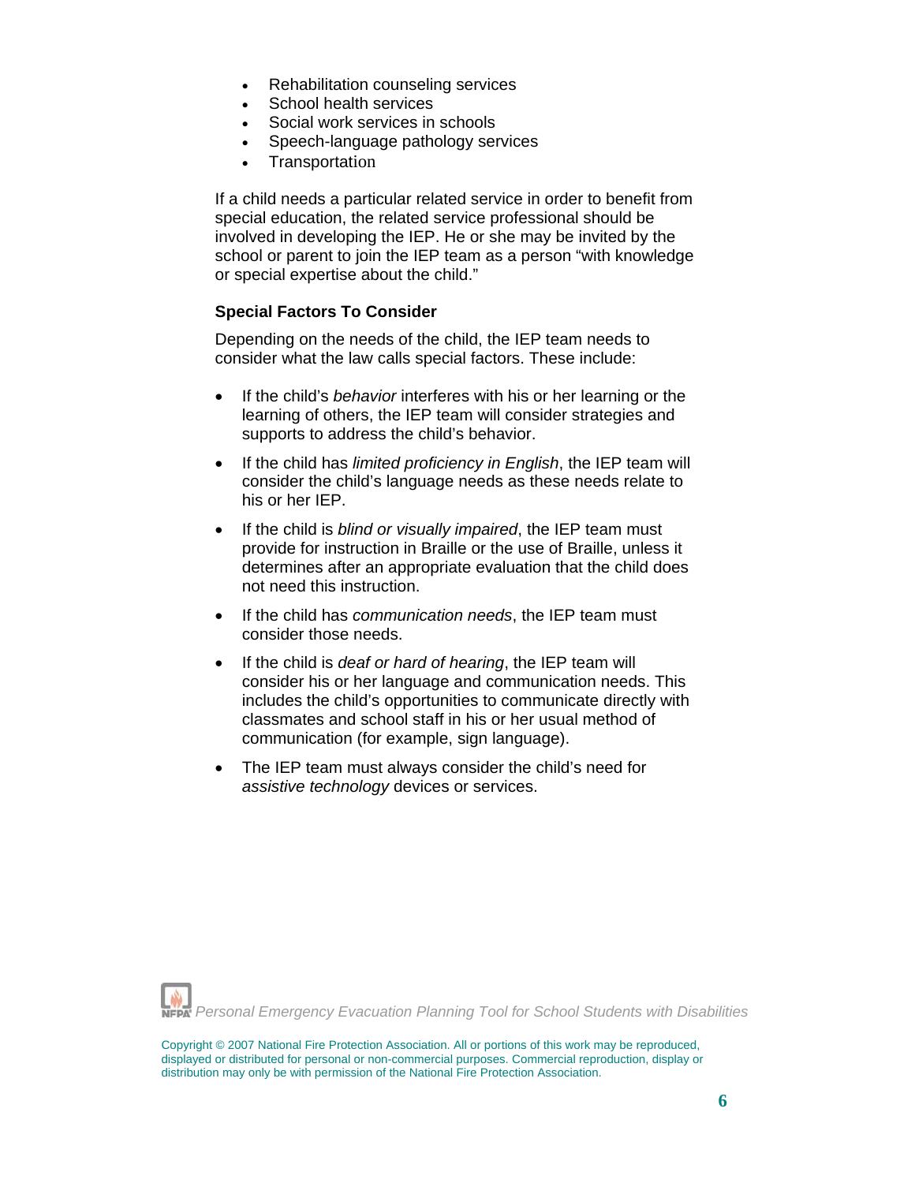- Rehabilitation counseling services
- School health services
- Social work services in schools
- Speech-language pathology services
- Transportation

If a child needs a particular related service in order to benefit from special education, the related service professional should be involved in developing the IEP. He or she may be invited by the school or parent to join the IEP team as a person "with knowledge or special expertise about the child."

**Special Factors To Consider**

Depending on the needs of the child, the IEP team needs to consider what the law calls special factors. These include:

- If the child's *behavior* interferes with his or her learning or the learning of others, the IEP team will consider strategies and supports to address the child's behavior.
- If the child has *limited proficiency in English*, the IEP team will consider the child's language needs as these needs relate to his or her IEP.
- If the child is *blind or visually impaired*, the IEP team must provide for instruction in Braille or the use of Braille, unless it determines after an appropriate evaluation that the child does not need this instruction.
- If the child has *communication needs*, the IEP team must consider those needs.
- If the child is *deaf or hard of hearing*, the IEP team will consider his or her language and communication needs. This includes the child's opportunities to communicate directly with classmates and school staff in his or her usual method of communication (for example, sign language).
- The IEP team must always consider the child's need for *assistive technology* devices or services.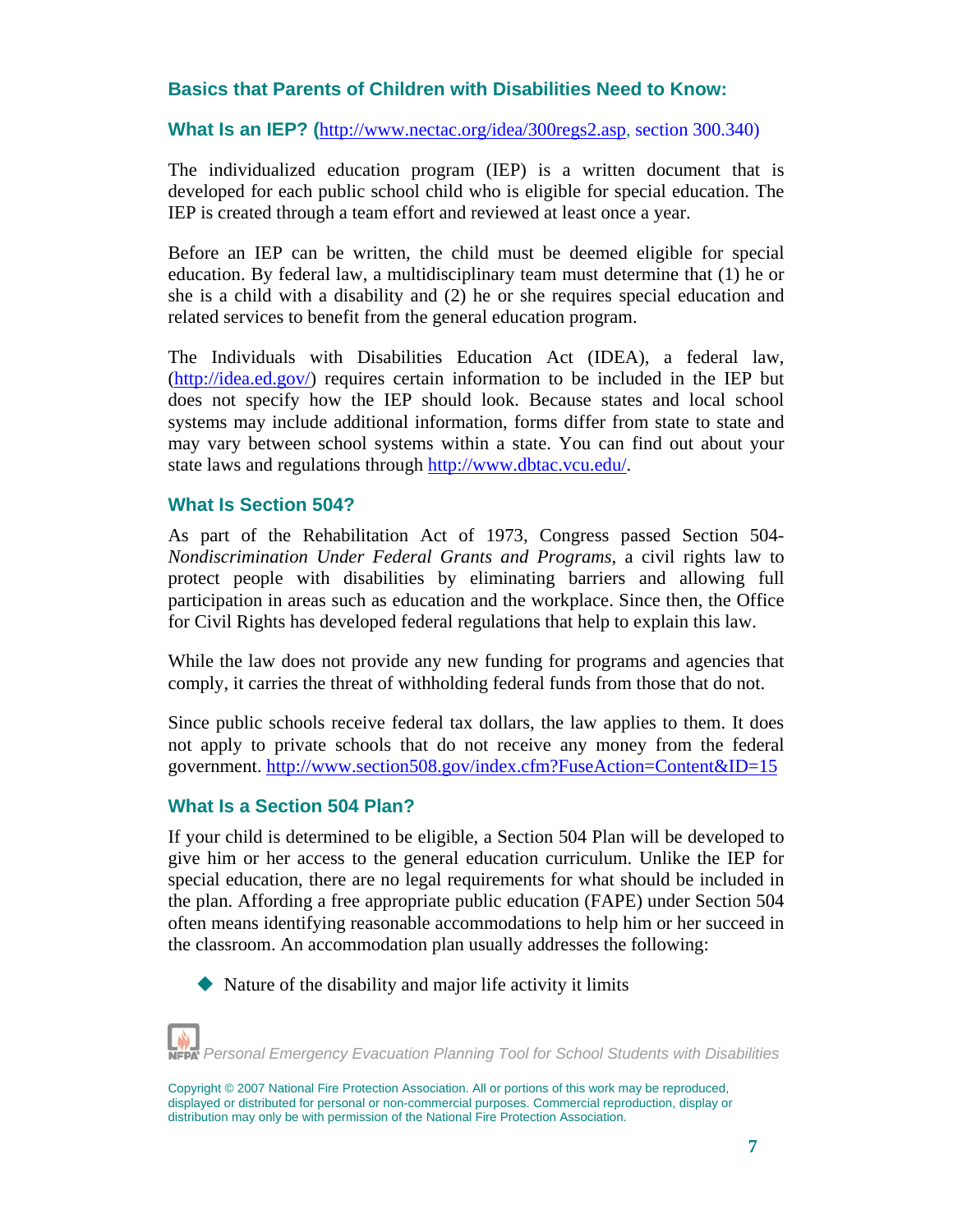## Basics that Parents of Children with Disabilities Need to Know:

### What Is an IEP? (http://www.nectac.org/idea/300regs2.asp, section 300.340)

The individualized education program (IEP) is a written document that is developed for each public school child who is eligible for special education. The IEP is created through a team effort and reviewed at least once a year.

Before an IEP can be written, the child must be deemed eligible for special education. By federal law, a multidisciplinary team must determine that (1) he or she is a child with a disability and (2) he or she requires special education and related services to benefit from the general education program.

The Individuals with Disabilities Education Act (IDEA), a federal law, (http://idea.ed.gov/) requires certain information to be included in the IEP but does not specify how the IEP should look. Because states and local school systems may include additional information, forms differ from state to state and may vary between school systems within a state. You can find out about your state laws and regulations through http://www.dbtac.vcu.edu/.

### What Is Section 504?

As part of the Rehabilitation Act of 1973, Congress passed Section 504-*Nondiscrimination Under Federal Grants and Programs*, a civil rights law to protect people with disabilities by eliminating barriers and allowing full participation in areas such as education and the workplace. Since then, the Office for Civil Rights has developed federal regulations that help to explain this law.

While the law does not provide any new funding for programs and agencies that comply, it carries the threat of withholding federal funds from those that do not.

Since public schools receive federal tax dollars, the law applies to them. It does not apply to private schools that do not receive any money from the federal government. http://www.section508.gov/index.cfm?FuseAction=Content&ID=15

### What Is a Section 504 Plan?

If your child is determined to be eligible, a Section 504 Plan will be developed to give him or her access to the general education curriculum. Unlike the IEP for special education, there are no legal requirements for what should be included in the plan. Affording a free appropriate public education (FAPE) under Section 504 often means identifying reasonable accommodations to help him or her succeed in the classroom. An accommodation plan usually addresses the following:

- Nature of the disability and major life activity it limits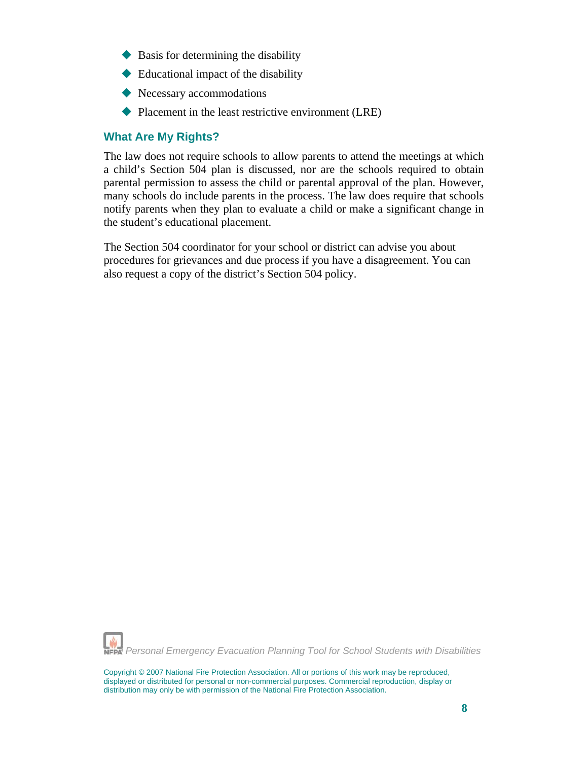- Basis for determining the disability
- Educational impact of the disability
- Necessary accommodations
- Placement in the least restrictive environment (LRE)

### What Are My Rights?

The law does not require schools to allow parents to attend the meetings at which a child's Section 504 plan is discussed, nor are the schools required to obtain parental permission to assess the child or parental approval of the plan. However, many schools do include parents in the process. The law does require that schools notify parents when they plan to evaluate a child or make a significant change in the student's educational placement.

The Section 504 coordinator for your school or district can advise you about procedures for grievances and due process if you have a disagreement. You can also request a copy of the district's Section 504 policy.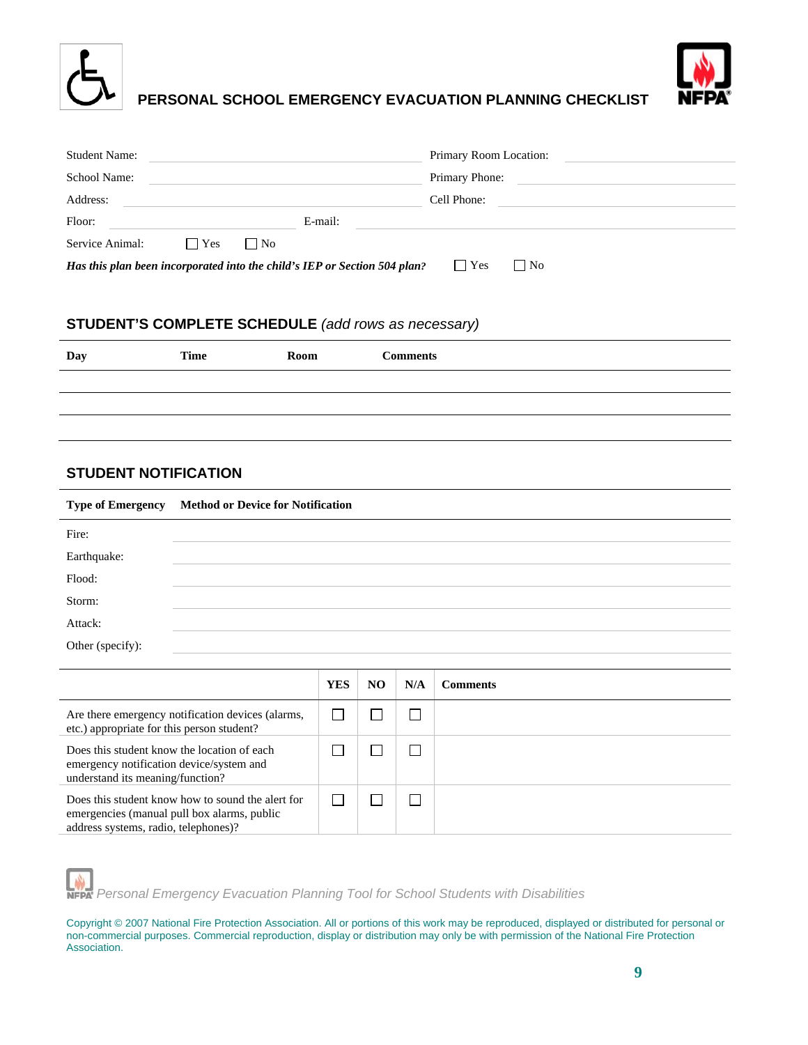# PERSONAL SCHOOL EMERGENCY EVACUATION PLANNING CHECKLIST

Student Name: ____________________ Primary Room Location: ____________________

School Name: ____________________ Primary Phone: ____________________

Address: ____________________ Cell Phone: ____________________

Floor: ____________________ E-mail: ____________________

Service Animal: ☐ Yes ☐ No

***Has this plan been incorporated into the child's IEP or Section 504 plan?*** ☐ Yes ☐ No

## STUDENT'S COMPLETE SCHEDULE *(add rows as necessary)*

| Day | Time | Room | Comments |
|---|---|---|---|
| | | | |
| | | | |
| | | | |

## STUDENT NOTIFICATION

| Type of Emergency | Method or Device for Notification |
|---|---|
| Fire: | |
| Earthquake: | |
| Flood: | |
| Storm: | |
| Attack: | |
| Other (specify): | |

| | YES | NO | N/A | Comments |
|---|---|---|---|---|
| Are there emergency notification devices (alarms, etc.) appropriate for this person student? | ☐ | ☐ | ☐ | |
| Does this student know the location of each emergency notification device/system and understand its meaning/function? | ☐ | ☐ | ☐ | |
| Does this student know how to sound the alert for emergencies (manual pull box alarms, public address systems, radio, telephones)? | ☐ | ☐ | ☐ | |

*Personal Emergency Evacuation Planning Tool for School Students with Disabilities*

Copyright © 2007 National Fire Protection Association. All or portions of this work may be reproduced, displayed or distributed for personal or non-commercial purposes. Commercial reproduction, display or distribution may only be with permission of the National Fire Protection Association.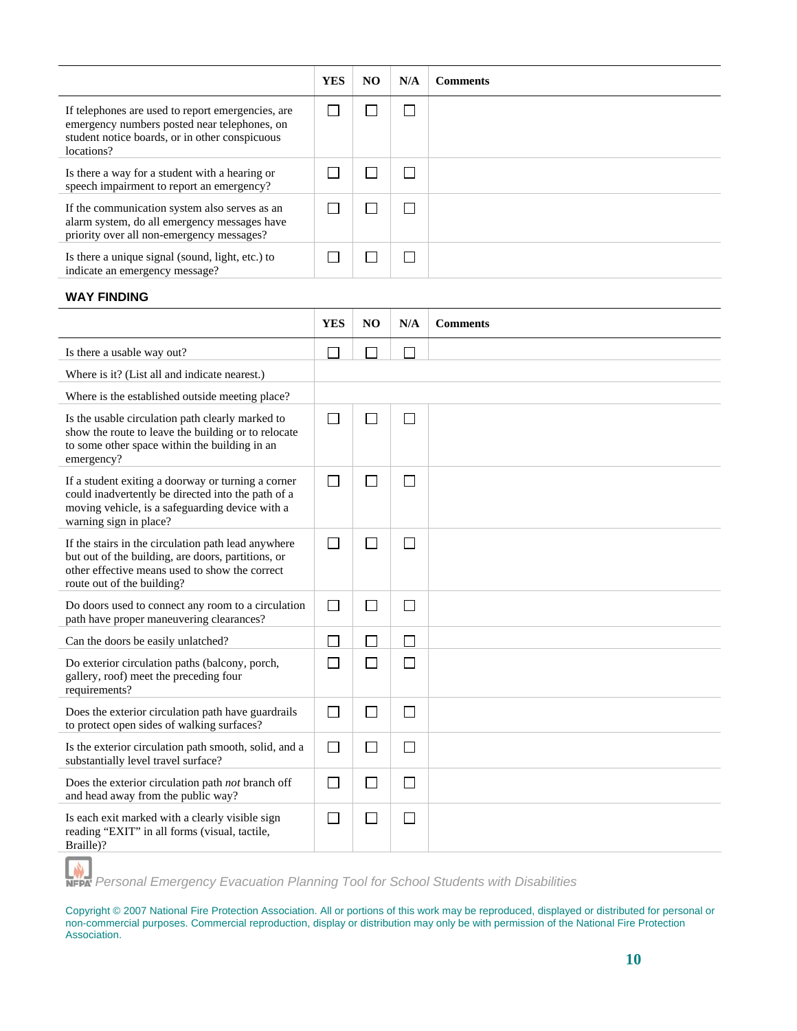| | YES | NO | N/A | Comments |
|---|---|---|---|---|
| If telephones are used to report emergencies, are emergency numbers posted near telephones, on student notice boards, or in other conspicuous locations? | ☐ | ☐ | ☐ | |
| Is there a way for a student with a hearing or speech impairment to report an emergency? | ☐ | ☐ | ☐ | |
| If the communication system also serves as an alarm system, do all emergency messages have priority over all non-emergency messages? | ☐ | ☐ | ☐ | |
| Is there a unique signal (sound, light, etc.) to indicate an emergency message? | ☐ | ☐ | ☐ | |

**WAY FINDING**

| | YES | NO | N/A | Comments |
|---|---|---|---|---|
| Is there a usable way out? | ☐ | ☐ | ☐ | |
| Where is it? (List all and indicate nearest.) | | | | |
| Where is the established outside meeting place? | | | | |
| Is the usable circulation path clearly marked to show the route to leave the building or to relocate to some other space within the building in an emergency? | ☐ | ☐ | ☐ | |
| If a student exiting a doorway or turning a corner could inadvertently be directed into the path of a moving vehicle, is a safeguarding device with a warning sign in place? | ☐ | ☐ | ☐ | |
| If the stairs in the circulation path lead anywhere but out of the building, are doors, partitions, or other effective means used to show the correct route out of the building? | ☐ | ☐ | ☐ | |
| Do doors used to connect any room to a circulation path have proper maneuvering clearances? | ☐ | ☐ | ☐ | |
| Can the doors be easily unlatched? | ☐ | ☐ | ☐ | |
| Do exterior circulation paths (balcony, porch, gallery, roof) meet the preceding four requirements? | ☐ | ☐ | ☐ | |
| Does the exterior circulation path have guardrails to protect open sides of walking surfaces? | ☐ | ☐ | ☐ | |
| Is the exterior circulation path smooth, solid, and a substantially level travel surface? | ☐ | ☐ | ☐ | |
| Does the exterior circulation path *not* branch off and head away from the public way? | ☐ | ☐ | ☐ | |
| Is each exit marked with a clearly visible sign reading "EXIT" in all forms (visual, tactile, Braille)? | ☐ | ☐ | ☐ | |

*Personal Emergency Evacuation Planning Tool for School Students with Disabilities*

Copyright © 2007 National Fire Protection Association. All or portions of this work may be reproduced, displayed or distributed for personal or non-commercial purposes. Commercial reproduction, display or distribution may only be with permission of the National Fire Protection Association.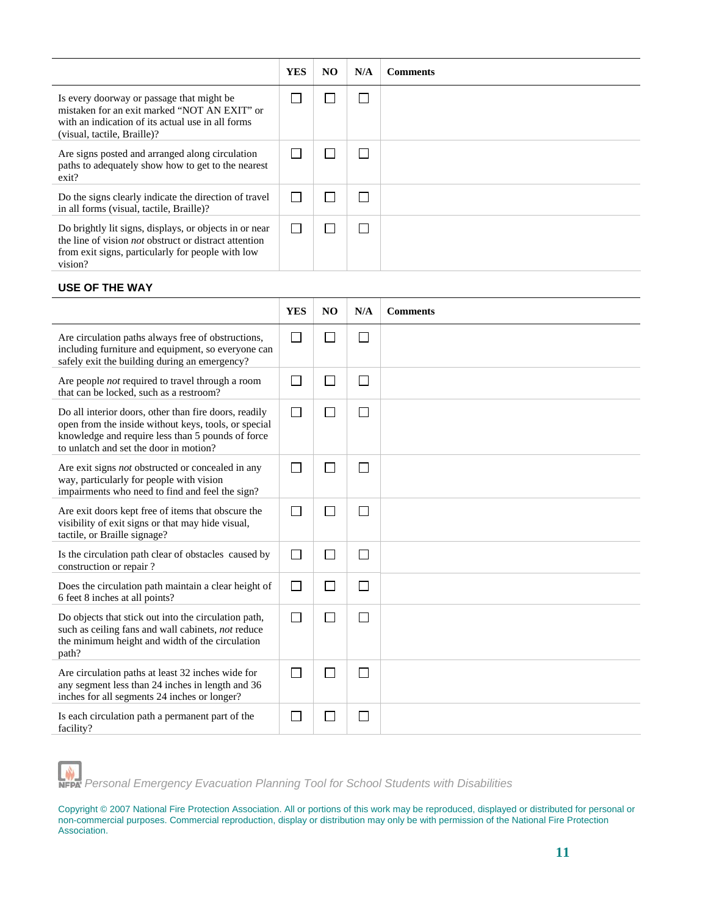| | YES | NO | N/A | Comments |
|---|---|---|---|---|
| Is every doorway or passage that might be mistaken for an exit marked "NOT AN EXIT" or with an indication of its actual use in all forms (visual, tactile, Braille)? | ☐ | ☐ | ☐ | |
| Are signs posted and arranged along circulation paths to adequately show how to get to the nearest exit? | ☐ | ☐ | ☐ | |
| Do the signs clearly indicate the direction of travel in all forms (visual, tactile, Braille)? | ☐ | ☐ | ☐ | |
| Do brightly lit signs, displays, or objects in or near the line of vision *not* obstruct or distract attention from exit signs, particularly for people with low vision? | ☐ | ☐ | ☐ | |

### USE OF THE WAY

| | YES | NO | N/A | Comments |
|---|---|---|---|---|
| Are circulation paths always free of obstructions, including furniture and equipment, so everyone can safely exit the building during an emergency? | ☐ | ☐ | ☐ | |
| Are people *not* required to travel through a room that can be locked, such as a restroom? | ☐ | ☐ | ☐ | |
| Do all interior doors, other than fire doors, readily open from the inside without keys, tools, or special knowledge and require less than 5 pounds of force to unlatch and set the door in motion? | ☐ | ☐ | ☐ | |
| Are exit signs *not* obstructed or concealed in any way, particularly for people with vision impairments who need to find and feel the sign? | ☐ | ☐ | ☐ | |
| Are exit doors kept free of items that obscure the visibility of exit signs or that may hide visual, tactile, or Braille signage? | ☐ | ☐ | ☐ | |
| Is the circulation path clear of obstacles caused by construction or repair ? | ☐ | ☐ | ☐ | |
| Does the circulation path maintain a clear height of 6 feet 8 inches at all points? | ☐ | ☐ | ☐ | |
| Do objects that stick out into the circulation path, such as ceiling fans and wall cabinets, *not* reduce the minimum height and width of the circulation path? | ☐ | ☐ | ☐ | |
| Are circulation paths at least 32 inches wide for any segment less than 24 inches in length and 36 inches for all segments 24 inches or longer? | ☐ | ☐ | ☐ | |
| Is each circulation path a permanent part of the facility? | ☐ | ☐ | ☐ | |

*Personal Emergency Evacuation Planning Tool for School Students with Disabilities*

Copyright © 2007 National Fire Protection Association. All or portions of this work may be reproduced, displayed or distributed for personal or non-commercial purposes. Commercial reproduction, display or distribution may only be with permission of the National Fire Protection Association.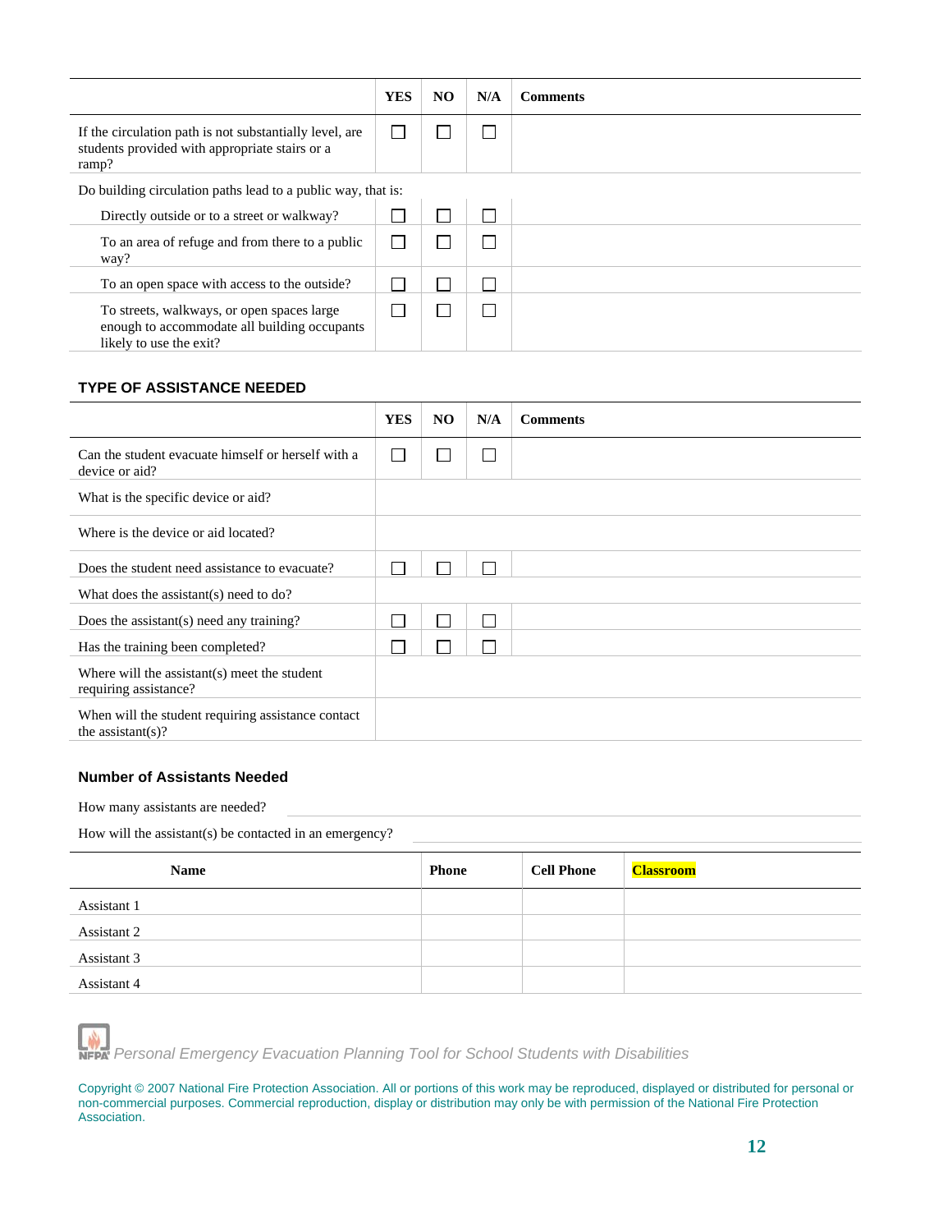| | YES | NO | N/A | Comments |
|---|---|---|---|---|
| If the circulation path is not substantially level, are students provided with appropriate stairs or a ramp? | ☐ | ☐ | ☐ | |
| Do building circulation paths lead to a public way, that is: | | | | |
| Directly outside or to a street or walkway? | ☐ | ☐ | ☐ | |
| To an area of refuge and from there to a public way? | ☐ | ☐ | ☐ | |
| To an open space with access to the outside? | ☐ | ☐ | ☐ | |
| To streets, walkways, or open spaces large enough to accommodate all building occupants likely to use the exit? | ☐ | ☐ | ☐ | |

### TYPE OF ASSISTANCE NEEDED

| | YES | NO | N/A | Comments |
|---|---|---|---|---|
| Can the student evacuate himself or herself with a device or aid? | ☐ | ☐ | ☐ | |
| What is the specific device or aid? | | | | |
| Where is the device or aid located? | | | | |
| Does the student need assistance to evacuate? | ☐ | ☐ | ☐ | |
| What does the assistant(s) need to do? | | | | |
| Does the assistant(s) need any training? | ☐ | ☐ | ☐ | |
| Has the training been completed? | ☐ | ☐ | ☐ | |
| Where will the assistant(s) meet the student requiring assistance? | | | | |
| When will the student requiring assistance contact the assistant(s)? | | | | |

### Number of Assistants Needed

How many assistants are needed? \_\_\_\_\_\_\_\_\_\_\_\_\_\_\_\_\_\_\_\_

How will the assistant(s) be contacted in an emergency? \_\_\_\_\_\_\_\_\_\_\_\_\_\_\_\_\_\_\_\_

| Name | Phone | Cell Phone | Classroom |
|---|---|---|---|
| Assistant 1 | | | |
| Assistant 2 | | | |
| Assistant 3 | | | |
| Assistant 4 | | | |

*Personal Emergency Evacuation Planning Tool for School Students with Disabilities*

Copyright © 2007 National Fire Protection Association. All or portions of this work may be reproduced, displayed or distributed for personal or non-commercial purposes. Commercial reproduction, display or distribution may only be with permission of the National Fire Protection Association.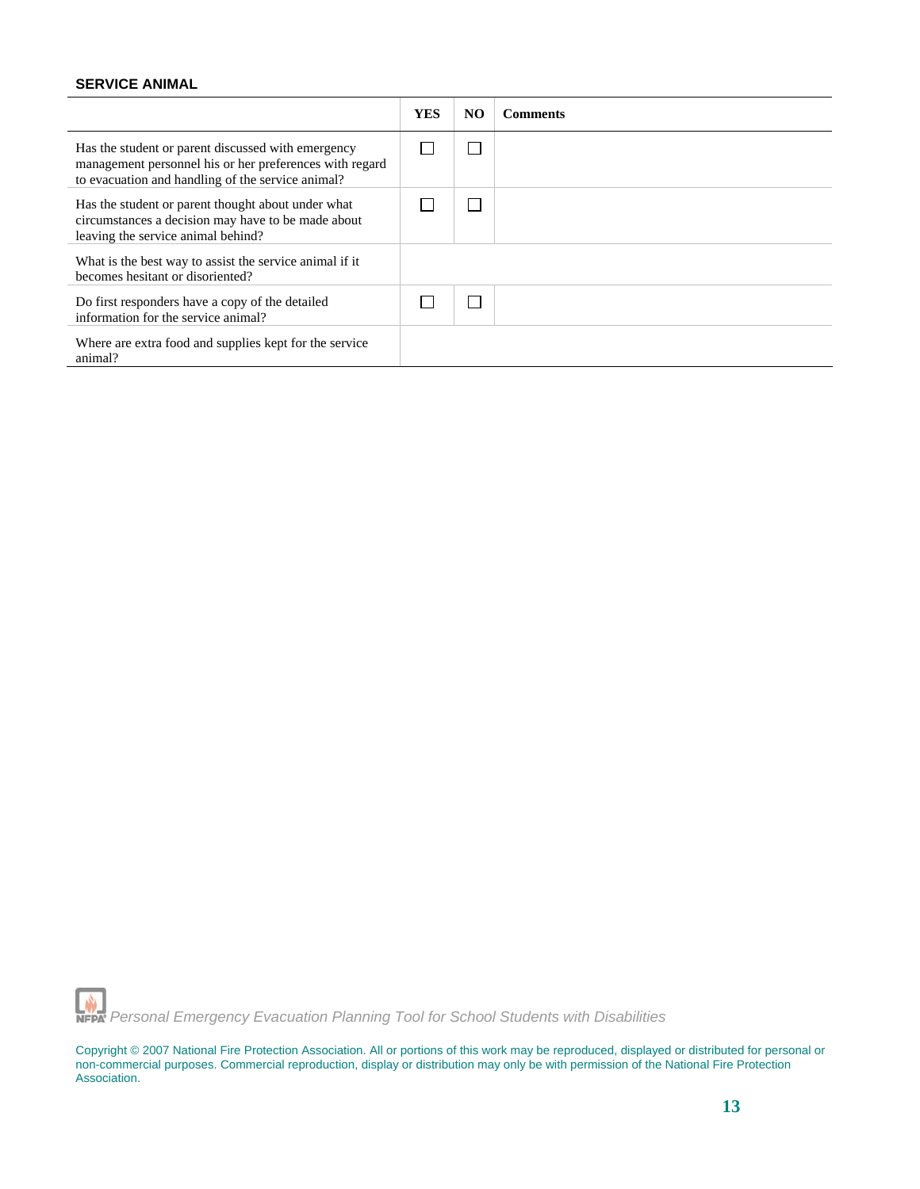### SERVICE ANIMAL

| | YES | NO | Comments |
|---|---|---|---|
| Has the student or parent discussed with emergency management personnel his or her preferences with regard to evacuation and handling of the service animal? | ☐ | ☐ | |
| Has the student or parent thought about under what circumstances a decision may have to be made about leaving the service animal behind? | ☐ | ☐ | |
| What is the best way to assist the service animal if it becomes hesitant or disoriented? | | | |
| Do first responders have a copy of the detailed information for the service animal? | ☐ | ☐ | |
| Where are extra food and supplies kept for the service animal? | | | |

Copyright © 2007 National Fire Protection Association. All or portions of this work may be reproduced, displayed or distributed for personal or non-commercial purposes. Commercial reproduction, display or distribution may only be with permission of the National Fire Protection Association.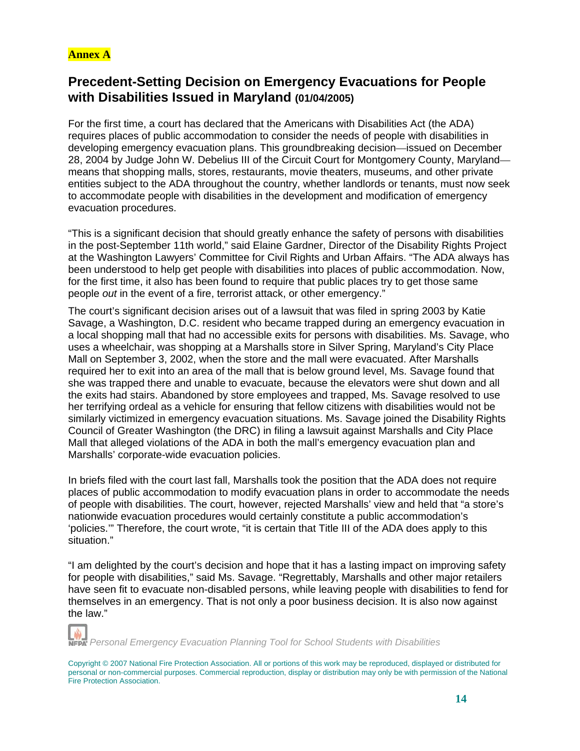**Annex A**

## Precedent-Setting Decision on Emergency Evacuations for People with Disabilities Issued in Maryland (01/04/2005)

For the first time, a court has declared that the Americans with Disabilities Act (the ADA) requires places of public accommodation to consider the needs of people with disabilities in developing emergency evacuation plans. This groundbreaking decision—issued on December 28, 2004 by Judge John W. Debelius III of the Circuit Court for Montgomery County, Maryland—means that shopping malls, stores, restaurants, movie theaters, museums, and other private entities subject to the ADA throughout the country, whether landlords or tenants, must now seek to accommodate people with disabilities in the development and modification of emergency evacuation procedures.

"This is a significant decision that should greatly enhance the safety of persons with disabilities in the post-September 11th world," said Elaine Gardner, Director of the Disability Rights Project at the Washington Lawyers' Committee for Civil Rights and Urban Affairs. "The ADA always has been understood to help get people with disabilities into places of public accommodation. Now, for the first time, it also has been found to require that public places try to get those same people *out* in the event of a fire, terrorist attack, or other emergency."

The court's significant decision arises out of a lawsuit that was filed in spring 2003 by Katie Savage, a Washington, D.C. resident who became trapped during an emergency evacuation in a local shopping mall that had no accessible exits for persons with disabilities. Ms. Savage, who uses a wheelchair, was shopping at a Marshalls store in Silver Spring, Maryland's City Place Mall on September 3, 2002, when the store and the mall were evacuated. After Marshalls required her to exit into an area of the mall that is below ground level, Ms. Savage found that she was trapped there and unable to evacuate, because the elevators were shut down and all the exits had stairs. Abandoned by store employees and trapped, Ms. Savage resolved to use her terrifying ordeal as a vehicle for ensuring that fellow citizens with disabilities would not be similarly victimized in emergency evacuation situations. Ms. Savage joined the Disability Rights Council of Greater Washington (the DRC) in filing a lawsuit against Marshalls and City Place Mall that alleged violations of the ADA in both the mall's emergency evacuation plan and Marshalls' corporate-wide evacuation policies.

In briefs filed with the court last fall, Marshalls took the position that the ADA does not require places of public accommodation to modify evacuation plans in order to accommodate the needs of people with disabilities. The court, however, rejected Marshalls' view and held that "a store's nationwide evacuation procedures would certainly constitute a public accommodation's 'policies.'" Therefore, the court wrote, "it is certain that Title III of the ADA does apply to this situation."

"I am delighted by the court's decision and hope that it has a lasting impact on improving safety for people with disabilities," said Ms. Savage. "Regrettably, Marshalls and other major retailers have seen fit to evacuate non-disabled persons, while leaving people with disabilities to fend for themselves in an emergency. That is not only a poor business decision. It is also now against the law."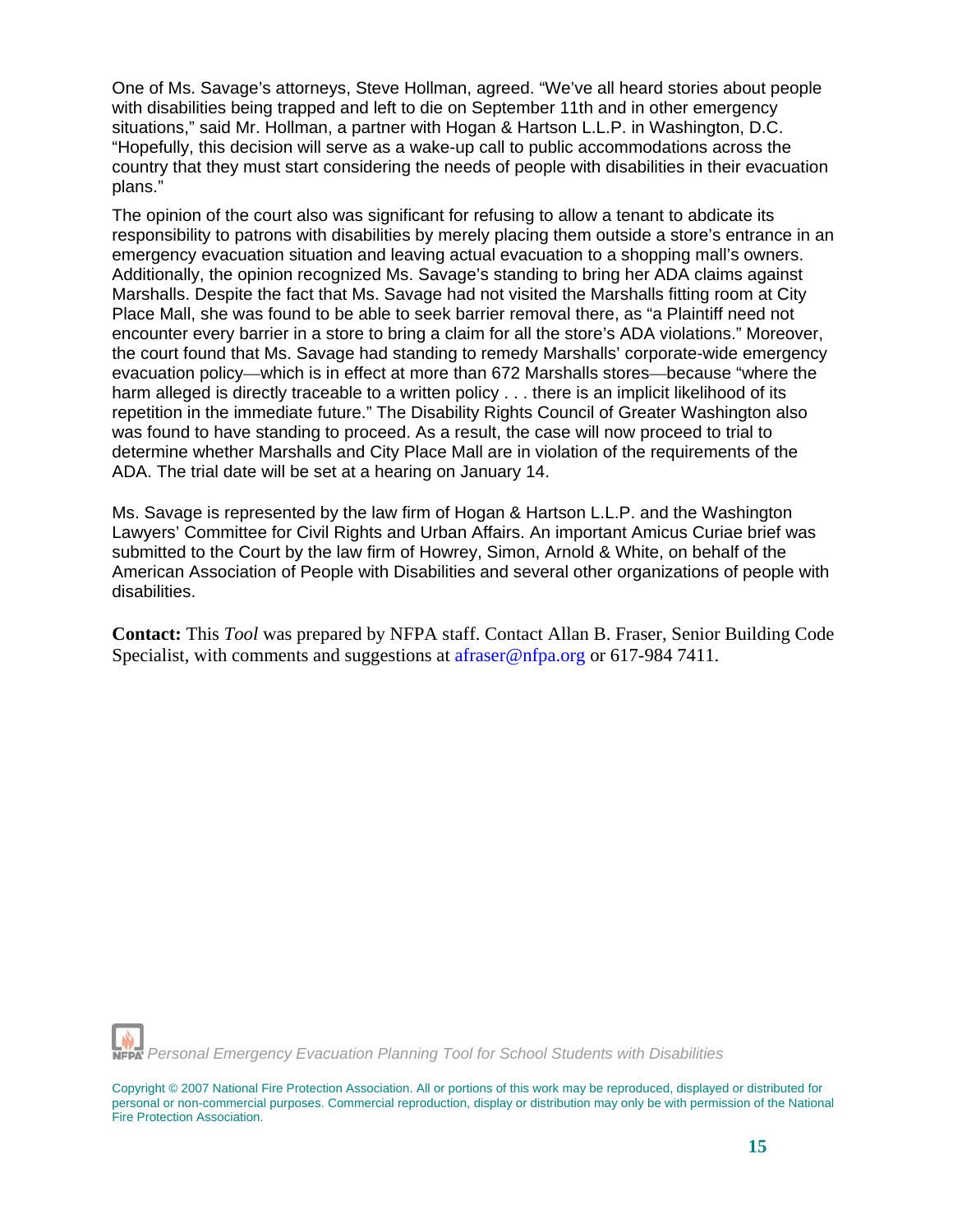One of Ms. Savage's attorneys, Steve Hollman, agreed. "We've all heard stories about people with disabilities being trapped and left to die on September 11th and in other emergency situations," said Mr. Hollman, a partner with Hogan & Hartson L.L.P. in Washington, D.C. "Hopefully, this decision will serve as a wake-up call to public accommodations across the country that they must start considering the needs of people with disabilities in their evacuation plans."

The opinion of the court also was significant for refusing to allow a tenant to abdicate its responsibility to patrons with disabilities by merely placing them outside a store's entrance in an emergency evacuation situation and leaving actual evacuation to a shopping mall's owners. Additionally, the opinion recognized Ms. Savage's standing to bring her ADA claims against Marshalls. Despite the fact that Ms. Savage had not visited the Marshalls fitting room at City Place Mall, she was found to be able to seek barrier removal there, as "a Plaintiff need not encounter every barrier in a store to bring a claim for all the store's ADA violations." Moreover, the court found that Ms. Savage had standing to remedy Marshalls' corporate-wide emergency evacuation policy—which is in effect at more than 672 Marshalls stores—because "where the harm alleged is directly traceable to a written policy . . . there is an implicit likelihood of its repetition in the immediate future." The Disability Rights Council of Greater Washington also was found to have standing to proceed. As a result, the case will now proceed to trial to determine whether Marshalls and City Place Mall are in violation of the requirements of the ADA. The trial date will be set at a hearing on January 14.

Ms. Savage is represented by the law firm of Hogan & Hartson L.L.P. and the Washington Lawyers' Committee for Civil Rights and Urban Affairs. An important Amicus Curiae brief was submitted to the Court by the law firm of Howrey, Simon, Arnold & White, on behalf of the American Association of People with Disabilities and several other organizations of people with disabilities.

**Contact:** This *Tool* was prepared by NFPA staff. Contact Allan B. Fraser, Senior Building Code Specialist, with comments and suggestions at afraser@nfpa.org or 617-984 7411.

Copyright © 2007 National Fire Protection Association. All or portions of this work may be reproduced, displayed or distributed for personal or non-commercial purposes. Commercial reproduction, display or distribution may only be with permission of the National Fire Protection Association.